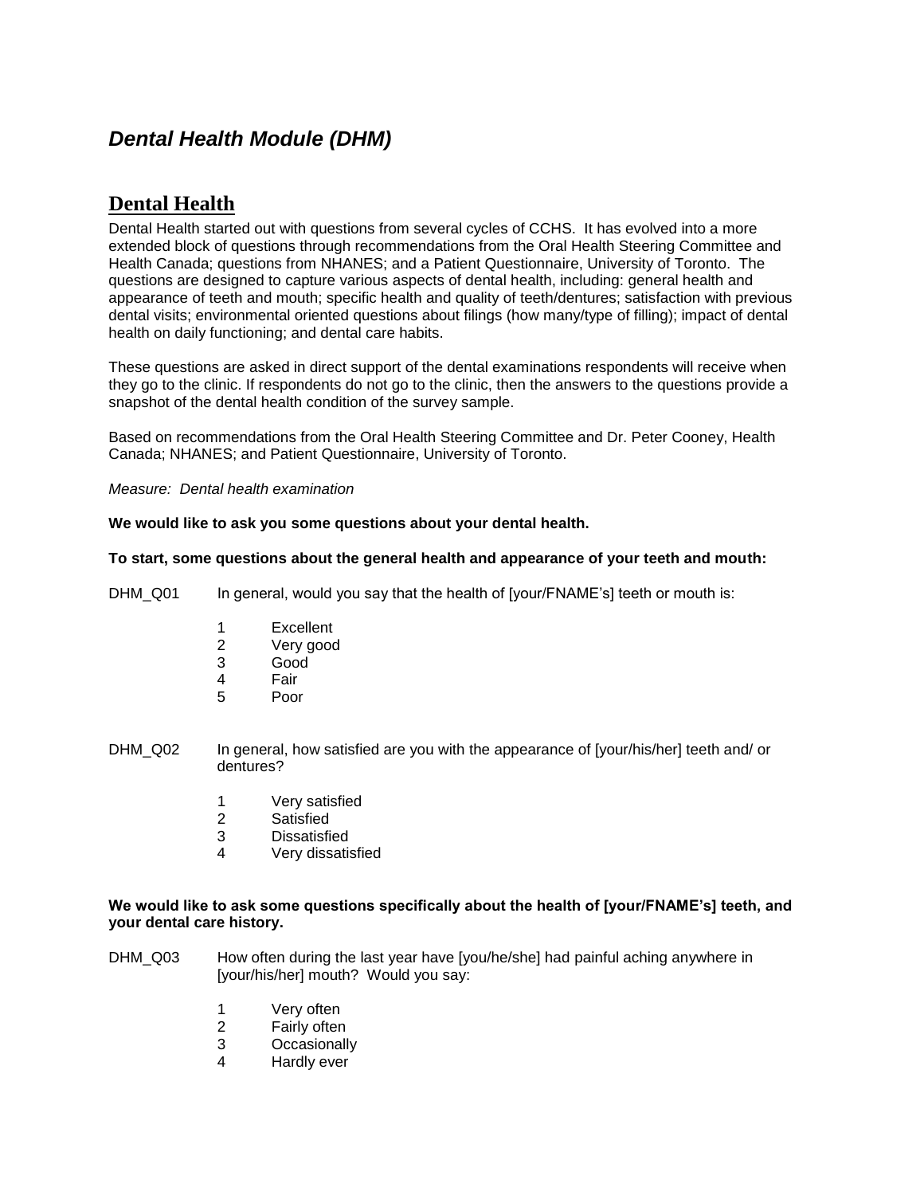# *Dental Health Module (DHM)*

## Dental Health

Dental Health started out with questions from several cycles of CCHS. It has evolved into a more extended block of questions through recommendations from the Oral Health Steering Committee and Health Canada; questions from NHANES; and a Patient Questionnaire, University of Toronto. The questions are designed to capture various aspects of dental health, including: general health and appearance of teeth and mouth; specific health and quality of teeth/dentures; satisfaction with previous dental visits; environmental oriented questions about filings (how many/type of filling); impact of dental health on daily functioning; and dental care habits.

These questions are asked in direct support of the dental examinations respondents will receive when they go to the clinic. If respondents do not go to the clinic, then the answers to the questions provide a snapshot of the dental health condition of the survey sample.

Based on recommendations from the Oral Health Steering Committee and Dr. Peter Cooney, Health Canada; NHANES; and Patient Questionnaire, University of Toronto.

*Measure: Dental health examination*

**We would like to ask you some questions about your dental health.**

**To start, some questions about the general health and appearance of your teeth and mouth:**

DHM_Q01 In general, would you say that the health of [your/FNAME's] teeth or mouth is:

1 Excellent
2 Very good
3 Good
4 Fair
5 Poor

DHM_Q02 In general, how satisfied are you with the appearance of [your/his/her] teeth and/ or dentures?

1 Very satisfied
2 Satisfied
3 Dissatisfied
4 Very dissatisfied

**We would like to ask some questions specifically about the health of [your/FNAME's] teeth, and your dental care history.**

DHM_Q03 How often during the last year have [you/he/she] had painful aching anywhere in [your/his/her] mouth? Would you say:

1 Very often
2 Fairly often
3 Occasionally
4 Hardly ever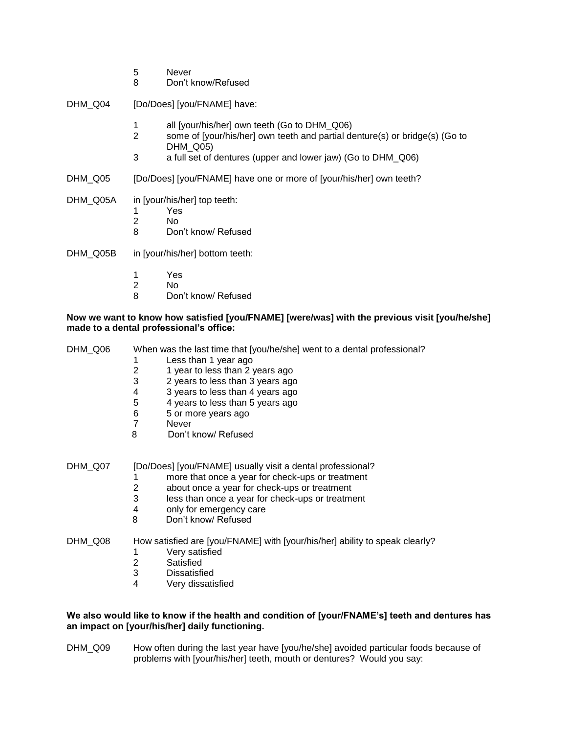5 Never
8 Don't know/Refused

DHM_Q04 [Do/Does] [you/FNAME] have:

1 all [your/his/her] own teeth (Go to DHM_Q06)
2 some of [your/his/her] own teeth and partial denture(s) or bridge(s) (Go to DHM_Q05)
3 a full set of dentures (upper and lower jaw) (Go to DHM_Q06)

DHM_Q05 [Do/Does] [you/FNAME] have one or more of [your/his/her] own teeth?

DHM_Q05A in [your/his/her] top teeth:
1 Yes
2 No
8 Don't know/ Refused

DHM_Q05B in [your/his/her] bottom teeth:

1 Yes
2 No
8 Don't know/ Refused

**Now we want to know how satisfied [you/FNAME] [were/was] with the previous visit [you/he/she] made to a dental professional's office:**

DHM_Q06 When was the last time that [you/he/she] went to a dental professional?
1 Less than 1 year ago
2 1 year to less than 2 years ago
3 2 years to less than 3 years ago
4 3 years to less than 4 years ago
5 4 years to less than 5 years ago
6 5 or more years ago
7 Never
8 Don't know/ Refused

DHM_Q07 [Do/Does] [you/FNAME] usually visit a dental professional?
1 more that once a year for check-ups or treatment
2 about once a year for check-ups or treatment
3 less than once a year for check-ups or treatment
4 only for emergency care
8 Don't know/ Refused

DHM_Q08 How satisfied are [you/FNAME] with [your/his/her] ability to speak clearly?
1 Very satisfied
2 Satisfied
3 Dissatisfied
4 Very dissatisfied

**We also would like to know if the health and condition of [your/FNAME's] teeth and dentures has an impact on [your/his/her] daily functioning.**

DHM_Q09 How often during the last year have [you/he/she] avoided particular foods because of problems with [your/his/her] teeth, mouth or dentures? Would you say: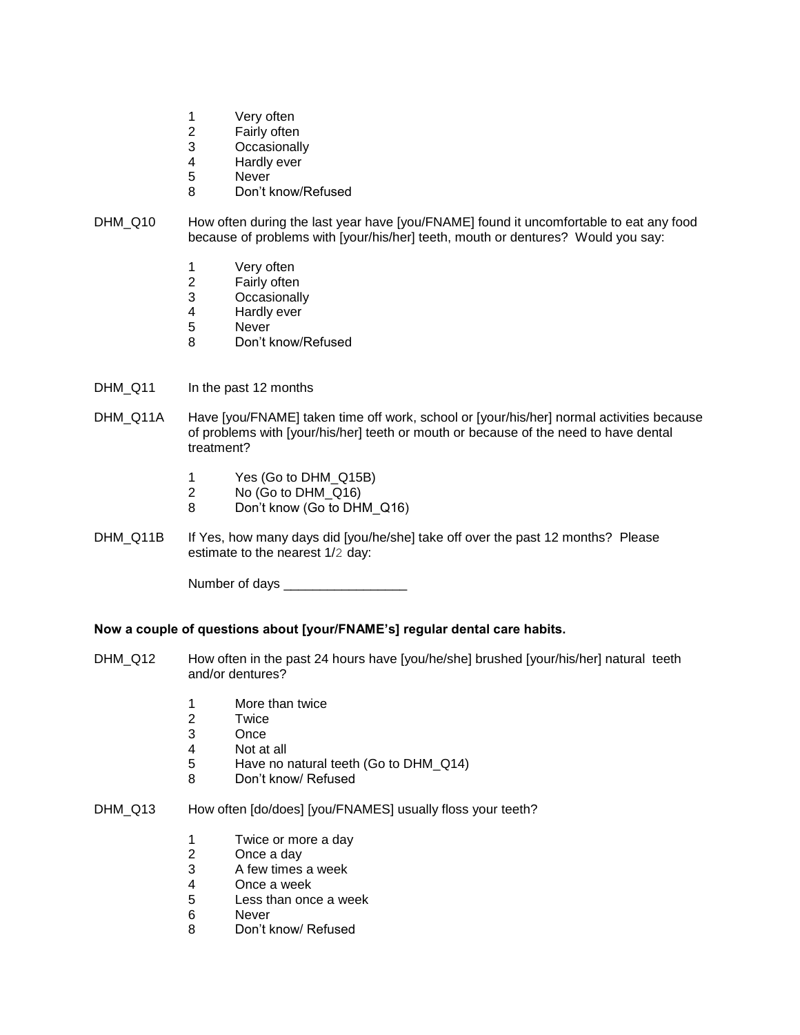1 Very often
2 Fairly often
3 Occasionally
4 Hardly ever
5 Never
8 Don't know/Refused

DHM_Q10 How often during the last year have [you/FNAME] found it uncomfortable to eat any food because of problems with [your/his/her] teeth, mouth or dentures? Would you say:

1 Very often
2 Fairly often
3 Occasionally
4 Hardly ever
5 Never
8 Don't know/Refused

DHM_Q11 In the past 12 months

DHM_Q11A Have [you/FNAME] taken time off work, school or [your/his/her] normal activities because of problems with [your/his/her] teeth or mouth or because of the need to have dental treatment?

1 Yes (Go to DHM_Q15B)
2 No (Go to DHM_Q16)
8 Don't know (Go to DHM_Q16)

DHM_Q11B If Yes, how many days did [you/he/she] take off over the past 12 months? Please estimate to the nearest 1/2 day:

Number of days _________________

**Now a couple of questions about [your/FNAME's] regular dental care habits.**

DHM_Q12 How often in the past 24 hours have [you/he/she] brushed [your/his/her] natural teeth and/or dentures?

1 More than twice
2 Twice
3 Once
4 Not at all
5 Have no natural teeth (Go to DHM_Q14)
8 Don't know/ Refused

DHM_Q13 How often [do/does] [you/FNAMES] usually floss your teeth?

1 Twice or more a day
2 Once a day
3 A few times a week
4 Once a week
5 Less than once a week
6 Never
8 Don't know/ Refused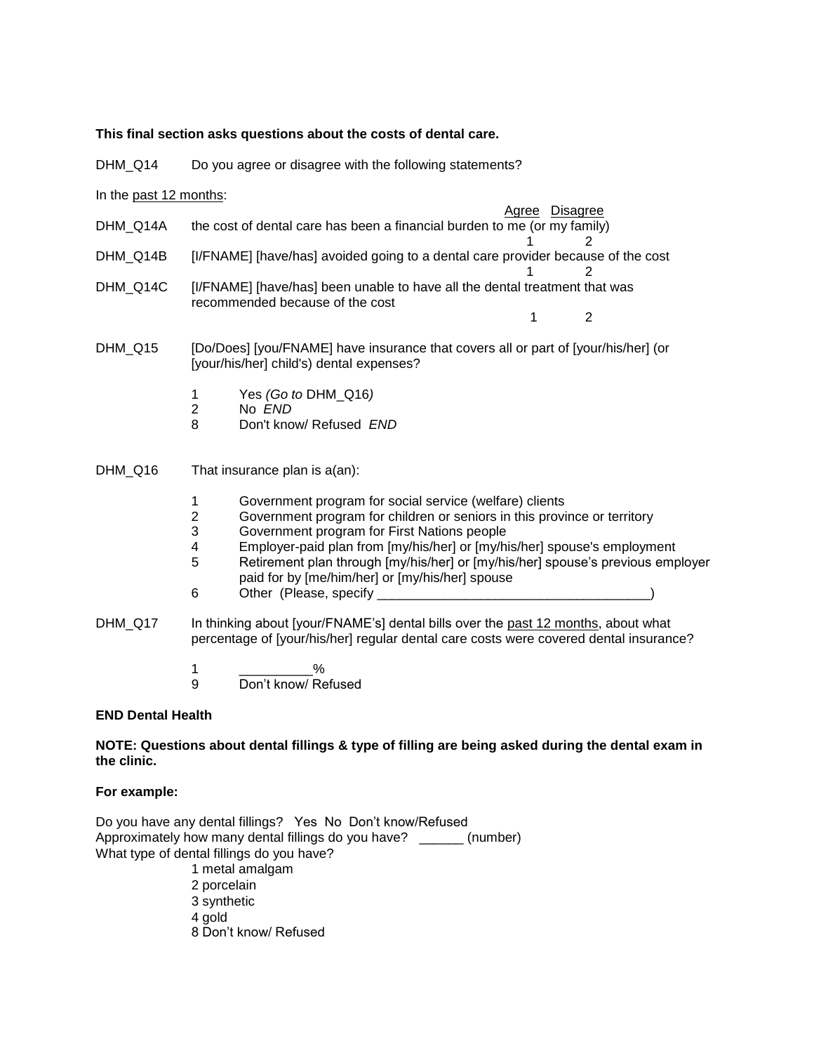**This final section asks questions about the costs of dental care.**

DHM_Q14 Do you agree or disagree with the following statements?

In the past 12 months:

| | | Agree | Disagree |
|---|---|---|---|
| DHM_Q14A | the cost of dental care has been a financial burden to me (or my family) | 1 | 2 |
| DHM_Q14B | [I/FNAME] [have/has] avoided going to a dental care provider because of the cost | 1 | 2 |
| DHM_Q14C | [I/FNAME] [have/has] been unable to have all the dental treatment that was recommended because of the cost | 1 | 2 |

DHM_Q15 [Do/Does] [you/FNAME] have insurance that covers all or part of [your/his/her] (or [your/his/her] child's) dental expenses?

1 Yes *(Go to* DHM_Q16*)*
2 No *END*
8 Don't know/ Refused *END*

DHM_Q16 That insurance plan is a(an):

1 Government program for social service (welfare) clients
2 Government program for children or seniors in this province or territory
3 Government program for First Nations people
4 Employer-paid plan from [my/his/her] or [my/his/her] spouse's employment
5 Retirement plan through [my/his/her] or [my/his/her] spouse's previous employer paid for by [me/him/her] or [my/his/her] spouse
6 Other (Please, specify ____________________________________)

DHM_Q17 In thinking about [your/FNAME's] dental bills over the past 12 months, about what percentage of [your/his/her] regular dental care costs were covered dental insurance?

1 __________%
9 Don't know/ Refused

**END Dental Health**

**NOTE: Questions about dental fillings & type of filling are being asked during the dental exam in the clinic.**

**For example:**

Do you have any dental fillings? Yes No Don't know/Refused
Approximately how many dental fillings do you have? ______ (number)
What type of dental fillings do you have?

1 metal amalgam
2 porcelain
3 synthetic
4 gold
8 Don't know/ Refused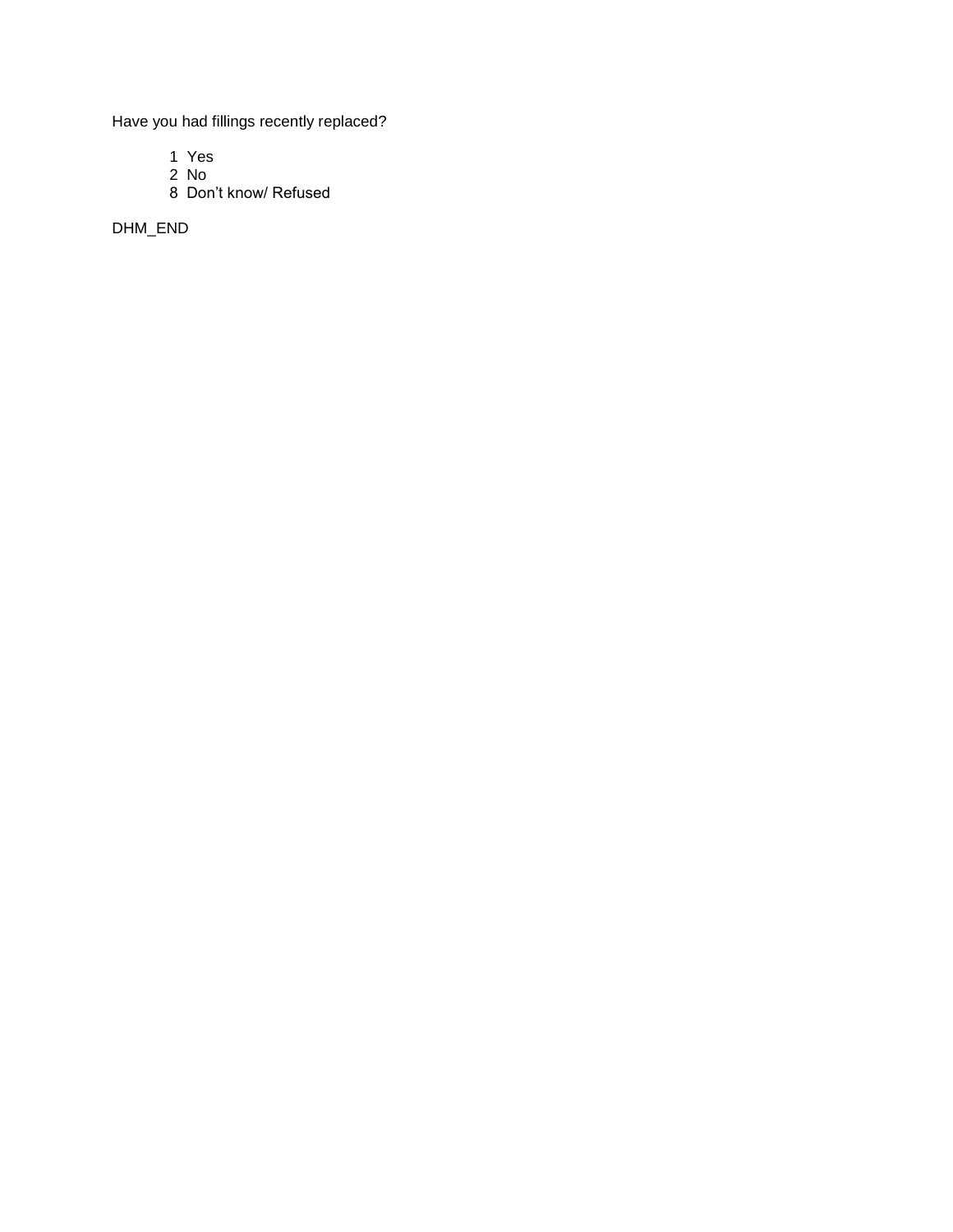Have you had fillings recently replaced?

1 Yes
2 No
8 Don't know/ Refused

DHM_END